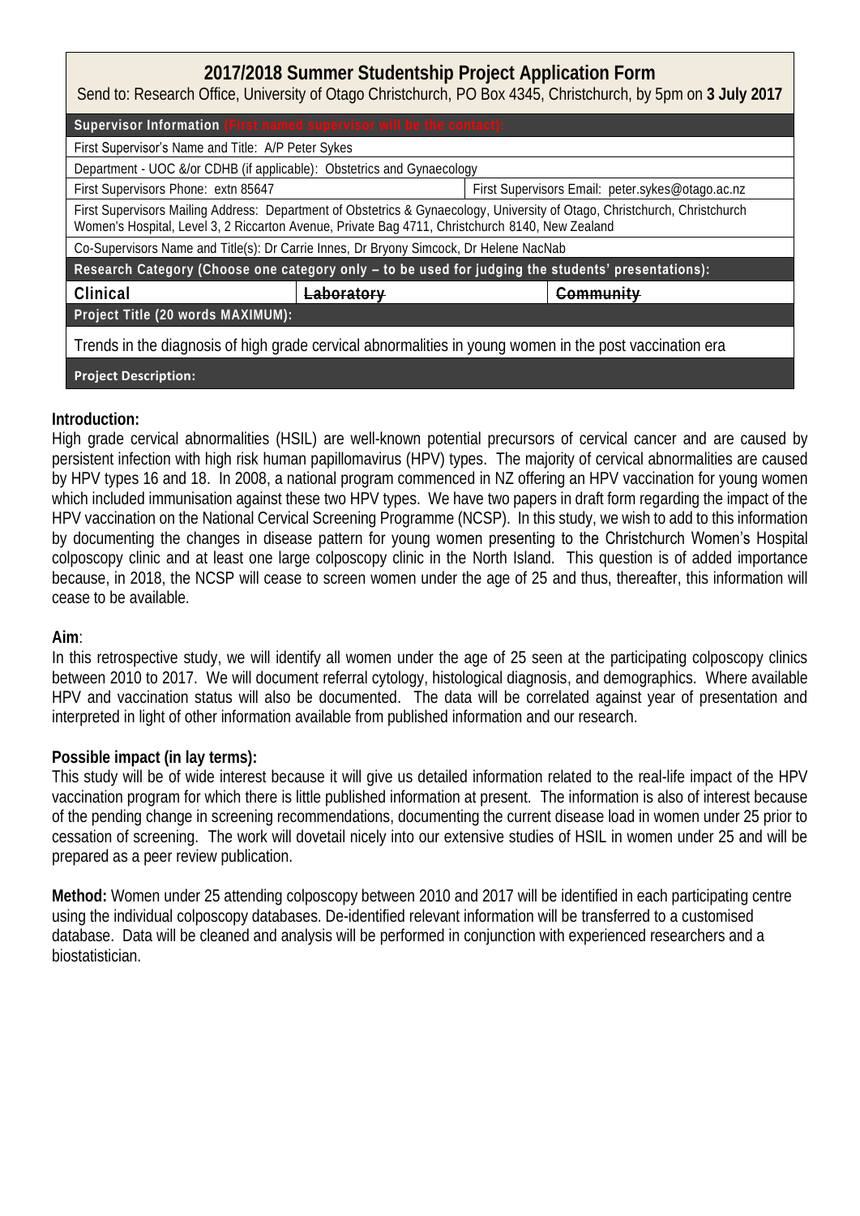# 2017/2018 Summer Studentship Project Application Form

Send to: Research Office, University of Otago Christchurch, PO Box 4345, Christchurch, by 5pm on **3 July 2017**

| | |
|---|---|
| **Supervisor Information** (First named supervisor will be the contact): | |
| First Supervisor's Name and Title: A/P Peter Sykes | |
| Department - UOC &/or CDHB (if applicable): Obstetrics and Gynaecology | |
| First Supervisors Phone: extn 85647 | First Supervisors Email: peter.sykes@otago.ac.nz |
| First Supervisors Mailing Address: Department of Obstetrics & Gynaecology, University of Otago, Christchurch, Christchurch Women's Hospital, Level 3, 2 Riccarton Avenue, Private Bag 4711, Christchurch 8140, New Zealand | |
| Co-Supervisors Name and Title(s): Dr Carrie Innes, Dr Bryony Simcock, Dr Helene NacNab | |

**Research Category (Choose one category only – to be used for judging the students' presentations):**

| | | |
|---|---|---|
| **Clinical** | ~~Laboratory~~ | ~~Community~~ |

**Project Title (20 words MAXIMUM):**

Trends in the diagnosis of high grade cervical abnormalities in young women in the post vaccination era

**Project Description:**

**Introduction:**
High grade cervical abnormalities (HSIL) are well-known potential precursors of cervical cancer and are caused by persistent infection with high risk human papillomavirus (HPV) types. The majority of cervical abnormalities are caused by HPV types 16 and 18. In 2008, a national program commenced in NZ offering an HPV vaccination for young women which included immunisation against these two HPV types. We have two papers in draft form regarding the impact of the HPV vaccination on the National Cervical Screening Programme (NCSP). In this study, we wish to add to this information by documenting the changes in disease pattern for young women presenting to the Christchurch Women's Hospital colposcopy clinic and at least one large colposcopy clinic in the North Island. This question is of added importance because, in 2018, the NCSP will cease to screen women under the age of 25 and thus, thereafter, this information will cease to be available.

**Aim**:
In this retrospective study, we will identify all women under the age of 25 seen at the participating colposcopy clinics between 2010 to 2017. We will document referral cytology, histological diagnosis, and demographics. Where available HPV and vaccination status will also be documented. The data will be correlated against year of presentation and interpreted in light of other information available from published information and our research.

**Possible impact (in lay terms):**
This study will be of wide interest because it will give us detailed information related to the real-life impact of the HPV vaccination program for which there is little published information at present. The information is also of interest because of the pending change in screening recommendations, documenting the current disease load in women under 25 prior to cessation of screening. The work will dovetail nicely into our extensive studies of HSIL in women under 25 and will be prepared as a peer review publication.

**Method:** Women under 25 attending colposcopy between 2010 and 2017 will be identified in each participating centre using the individual colposcopy databases. De-identified relevant information will be transferred to a customised database. Data will be cleaned and analysis will be performed in conjunction with experienced researchers and a biostatistician.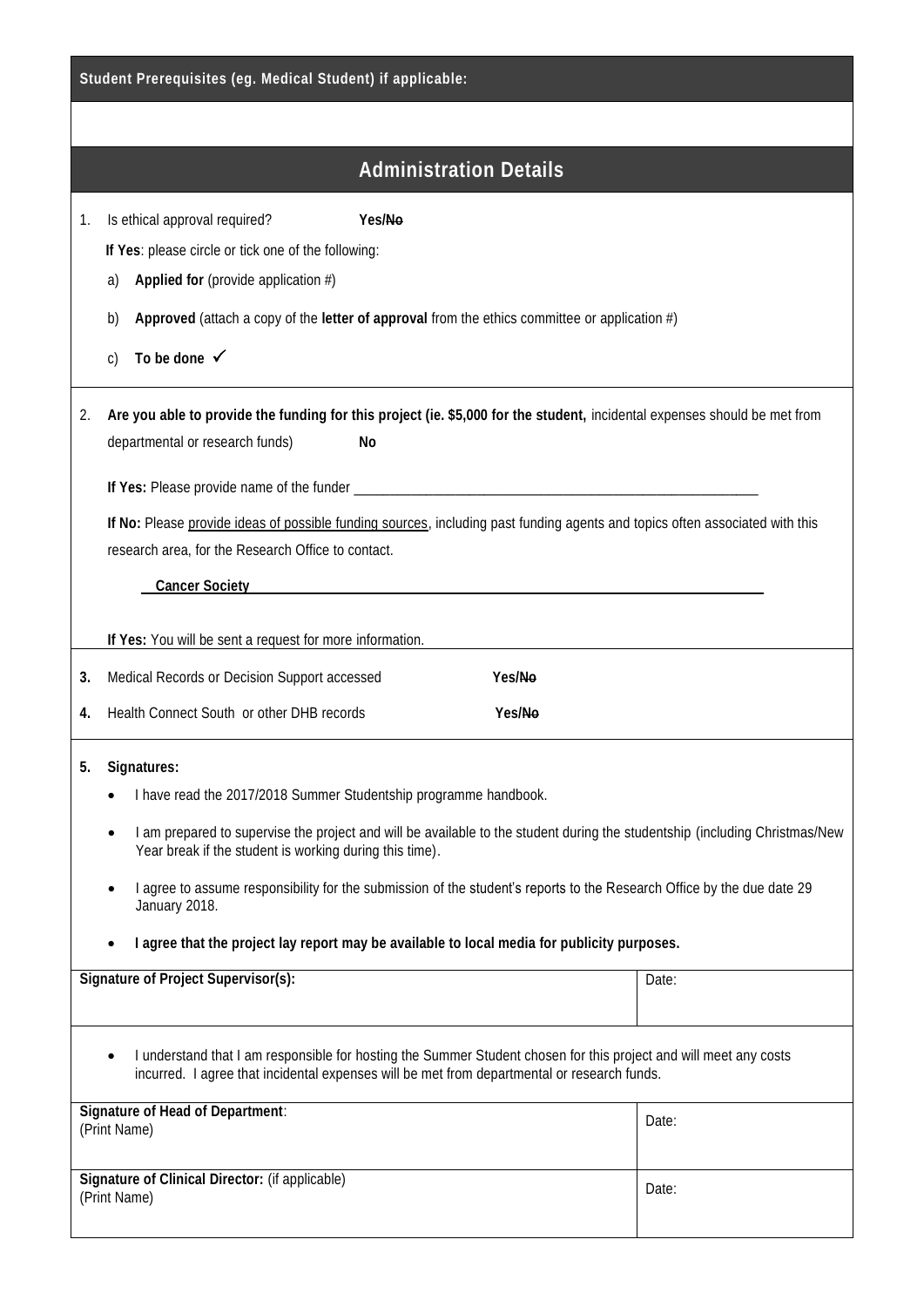**Student Prerequisites (eg. Medical Student) if applicable:**

## Administration Details

1. Is ethical approval required? **Yes/~~No~~**

   **If Yes**: please circle or tick one of the following:

   a) **Applied for** (provide application #)

   b) **Approved** (attach a copy of the **letter of approval** from the ethics committee or application #)

   c) **To be done** ✓

2. **Are you able to provide the funding for this project (ie. $5,000 for the student,** incidental expenses should be met from departmental or research funds) **No**

   **If Yes:** Please provide name of the funder ___________________________________________

   **If No:** Please provide ideas of possible funding sources, including past funding agents and topics often associated with this research area, for the Research Office to contact.

   **Cancer Society**

   **If Yes:** You will be sent a request for more information.

3. Medical Records or Decision Support accessed **Yes/~~No~~**

4. Health Connect South or other DHB records **Yes/~~No~~**

5. **Signatures:**

   - I have read the 2017/2018 Summer Studentship programme handbook.
   - I am prepared to supervise the project and will be available to the student during the studentship (including Christmas/New Year break if the student is working during this time).
   - I agree to assume responsibility for the submission of the student's reports to the Research Office by the due date 29 January 2018.
   - **I agree that the project lay report may be available to local media for publicity purposes.**

| | |
|---|---|
| **Signature of Project Supervisor(s):** | Date: |

- I understand that I am responsible for hosting the Summer Student chosen for this project and will meet any costs incurred. I agree that incidental expenses will be met from departmental or research funds.

| | |
|---|---|
| **Signature of Head of Department**:<br>(Print Name) | Date: |
| **Signature of Clinical Director:** (if applicable)<br>(Print Name) | Date: |